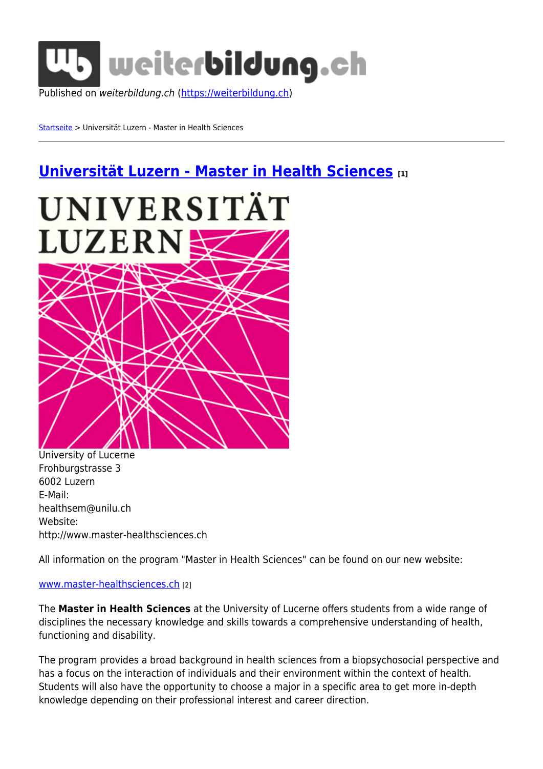Published on *weiterbildung.ch* (https://weiterbildung.ch)

Startseite > Universität Luzern - Master in Health Sciences

# Universität Luzern - Master in Health Sciences [1]

University of Lucerne
Frohburgstrasse 3
6002 Luzern
E-Mail:
healthsem@unilu.ch
Website:
http://www.master-healthsciences.ch

All information on the program "Master in Health Sciences" can be found on our new website:

www.master-healthsciences.ch [2]

The **Master in Health Sciences** at the University of Lucerne offers students from a wide range of disciplines the necessary knowledge and skills towards a comprehensive understanding of health, functioning and disability.

The program provides a broad background in health sciences from a biopsychosocial perspective and has a focus on the interaction of individuals and their environment within the context of health. Students will also have the opportunity to choose a major in a specific area to get more in-depth knowledge depending on their professional interest and career direction.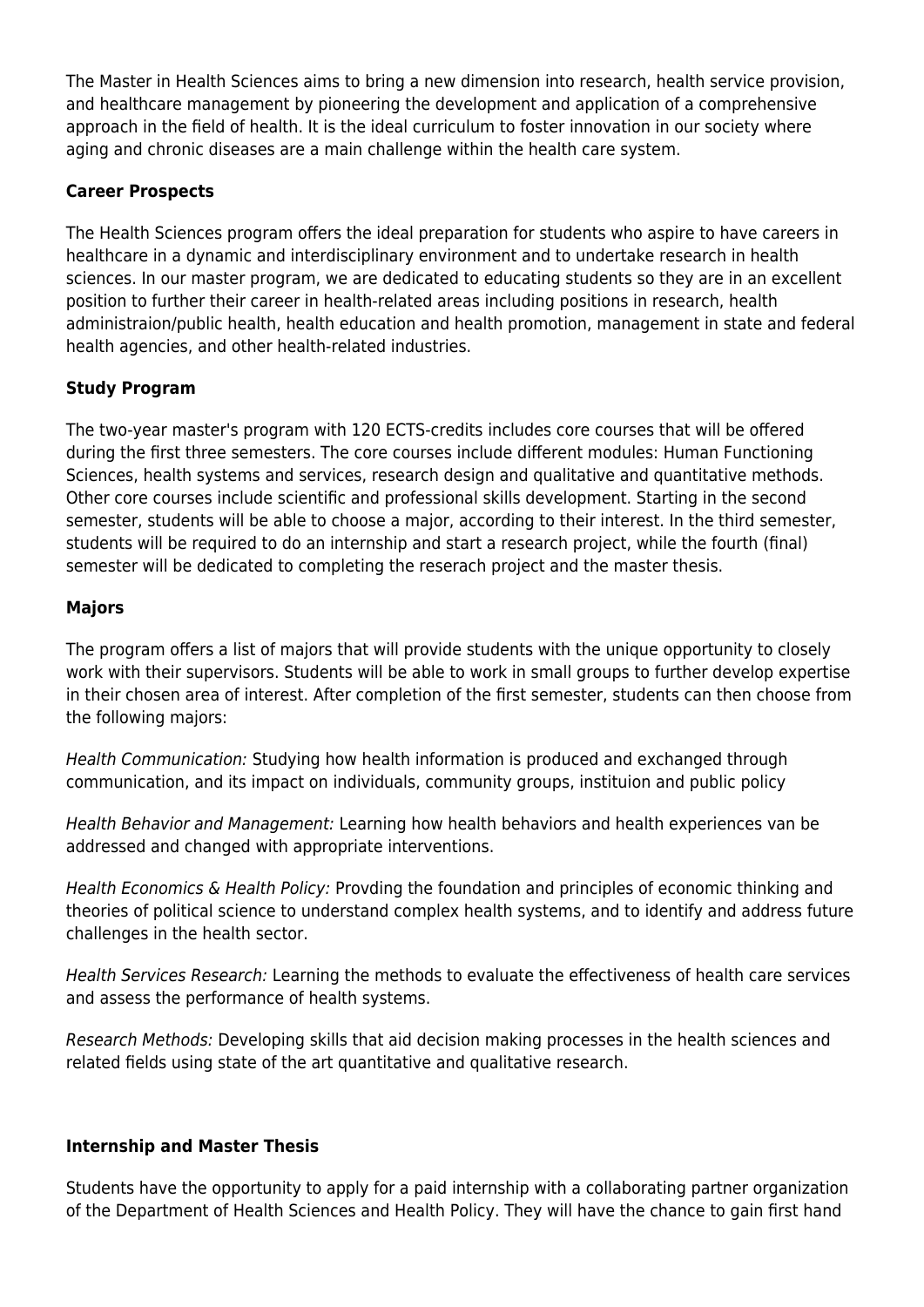The Master in Health Sciences aims to bring a new dimension into research, health service provision, and healthcare management by pioneering the development and application of a comprehensive approach in the field of health. It is the ideal curriculum to foster innovation in our society where aging and chronic diseases are a main challenge within the health care system.

**Career Prospects**

The Health Sciences program offers the ideal preparation for students who aspire to have careers in healthcare in a dynamic and interdisciplinary environment and to undertake research in health sciences. In our master program, we are dedicated to educating students so they are in an excellent position to further their career in health-related areas including positions in research, health administraion/public health, health education and health promotion, management in state and federal health agencies, and other health-related industries.

**Study Program**

The two-year master's program with 120 ECTS-credits includes core courses that will be offered during the first three semesters. The core courses include different modules: Human Functioning Sciences, health systems and services, research design and qualitative and quantitative methods. Other core courses include scientific and professional skills development. Starting in the second semester, students will be able to choose a major, according to their interest. In the third semester, students will be required to do an internship and start a research project, while the fourth (final) semester will be dedicated to completing the reserach project and the master thesis.

**Majors**

The program offers a list of majors that will provide students with the unique opportunity to closely work with their supervisors. Students will be able to work in small groups to further develop expertise in their chosen area of interest. After completion of the first semester, students can then choose from the following majors:

*Health Communication:* Studying how health information is produced and exchanged through communication, and its impact on individuals, community groups, instituion and public policy

*Health Behavior and Management:* Learning how health behaviors and health experiences van be addressed and changed with appropriate interventions.

*Health Economics & Health Policy:* Provding the foundation and principles of economic thinking and theories of political science to understand complex health systems, and to identify and address future challenges in the health sector.

*Health Services Research:* Learning the methods to evaluate the effectiveness of health care services and assess the performance of health systems.

*Research Methods:* Developing skills that aid decision making processes in the health sciences and related fields using state of the art quantitative and qualitative research.

**Internship and Master Thesis**

Students have the opportunity to apply for a paid internship with a collaborating partner organization of the Department of Health Sciences and Health Policy. They will have the chance to gain first hand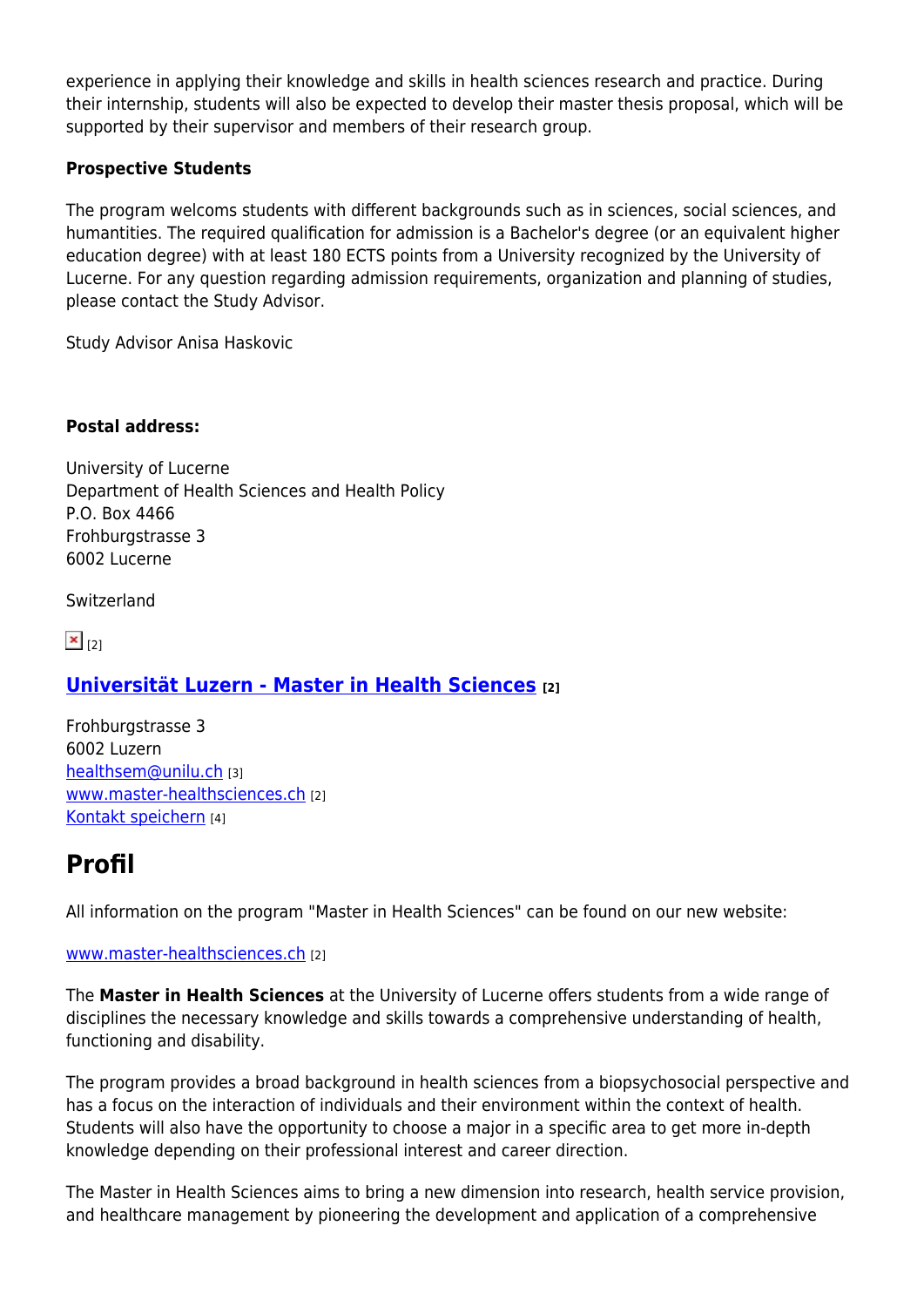experience in applying their knowledge and skills in health sciences research and practice. During their internship, students will also be expected to develop their master thesis proposal, which will be supported by their supervisor and members of their research group.

**Prospective Students**

The program welcoms students with different backgrounds such as in sciences, social sciences, and humantities. The required qualification for admission is a Bachelor's degree (or an equivalent higher education degree) with at least 180 ECTS points from a University recognized by the University of Lucerne. For any question regarding admission requirements, organization and planning of studies, please contact the Study Advisor.

Study Advisor Anisa Haskovic

**Postal address:**

University of Lucerne
Department of Health Sciences and Health Policy
P.O. Box 4466
Frohburgstrasse 3
6002 Lucerne

Switzerland

[2]

### Universität Luzern - Master in Health Sciences [2]

Frohburgstrasse 3
6002 Luzern
healthsem@unilu.ch [3]
www.master-healthsciences.ch [2]
Kontakt speichern [4]

## Profil

All information on the program "Master in Health Sciences" can be found on our new website:

www.master-healthsciences.ch [2]

The **Master in Health Sciences** at the University of Lucerne offers students from a wide range of disciplines the necessary knowledge and skills towards a comprehensive understanding of health, functioning and disability.

The program provides a broad background in health sciences from a biopsychosocial perspective and has a focus on the interaction of individuals and their environment within the context of health. Students will also have the opportunity to choose a major in a specific area to get more in-depth knowledge depending on their professional interest and career direction.

The Master in Health Sciences aims to bring a new dimension into research, health service provision, and healthcare management by pioneering the development and application of a comprehensive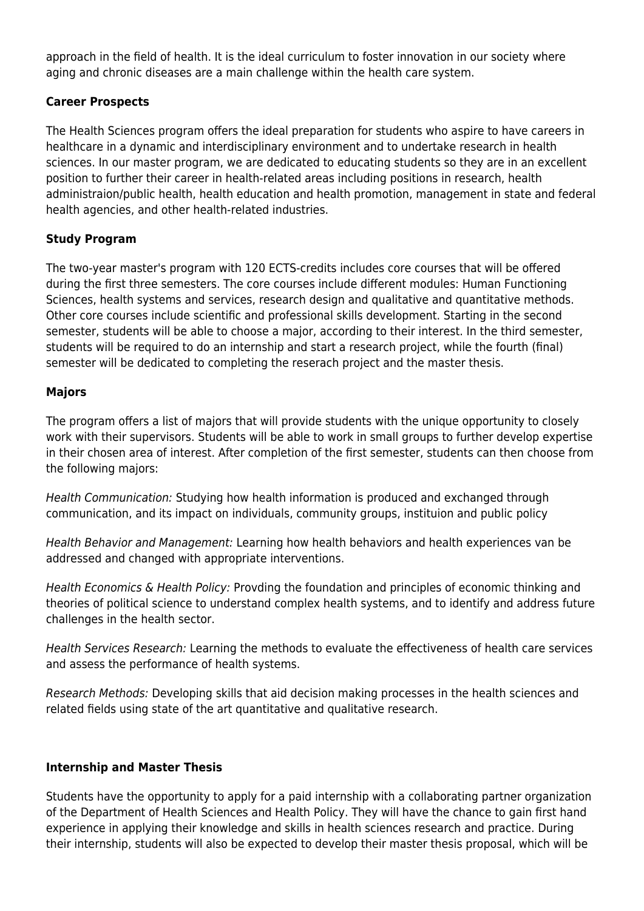approach in the field of health. It is the ideal curriculum to foster innovation in our society where aging and chronic diseases are a main challenge within the health care system.

**Career Prospects**

The Health Sciences program offers the ideal preparation for students who aspire to have careers in healthcare in a dynamic and interdisciplinary environment and to undertake research in health sciences. In our master program, we are dedicated to educating students so they are in an excellent position to further their career in health-related areas including positions in research, health administraion/public health, health education and health promotion, management in state and federal health agencies, and other health-related industries.

**Study Program**

The two-year master's program with 120 ECTS-credits includes core courses that will be offered during the first three semesters. The core courses include different modules: Human Functioning Sciences, health systems and services, research design and qualitative and quantitative methods. Other core courses include scientific and professional skills development. Starting in the second semester, students will be able to choose a major, according to their interest. In the third semester, students will be required to do an internship and start a research project, while the fourth (final) semester will be dedicated to completing the reserach project and the master thesis.

**Majors**

The program offers a list of majors that will provide students with the unique opportunity to closely work with their supervisors. Students will be able to work in small groups to further develop expertise in their chosen area of interest. After completion of the first semester, students can then choose from the following majors:

*Health Communication:* Studying how health information is produced and exchanged through communication, and its impact on individuals, community groups, instituion and public policy

*Health Behavior and Management:* Learning how health behaviors and health experiences van be addressed and changed with appropriate interventions.

*Health Economics & Health Policy:* Provding the foundation and principles of economic thinking and theories of political science to understand complex health systems, and to identify and address future challenges in the health sector.

*Health Services Research:* Learning the methods to evaluate the effectiveness of health care services and assess the performance of health systems.

*Research Methods:* Developing skills that aid decision making processes in the health sciences and related fields using state of the art quantitative and qualitative research.

**Internship and Master Thesis**

Students have the opportunity to apply for a paid internship with a collaborating partner organization of the Department of Health Sciences and Health Policy. They will have the chance to gain first hand experience in applying their knowledge and skills in health sciences research and practice. During their internship, students will also be expected to develop their master thesis proposal, which will be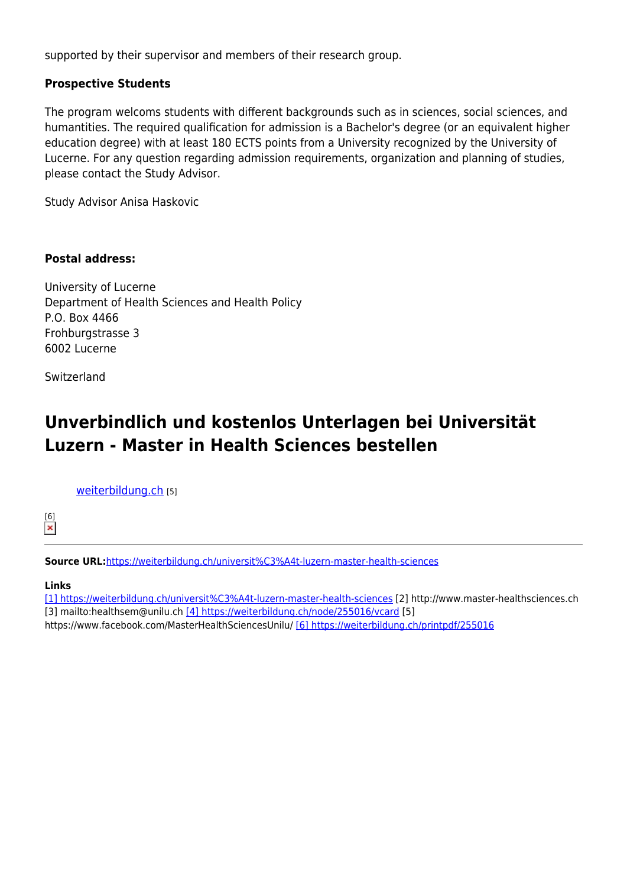supported by their supervisor and members of their research group.

**Prospective Students**

The program welcoms students with different backgrounds such as in sciences, social sciences, and humantities. The required qualification for admission is a Bachelor's degree (or an equivalent higher education degree) with at least 180 ECTS points from a University recognized by the University of Lucerne. For any question regarding admission requirements, organization and planning of studies, please contact the Study Advisor.

Study Advisor Anisa Haskovic

**Postal address:**

University of Lucerne
Department of Health Sciences and Health Policy
P.O. Box 4466
Frohburgstrasse 3
6002 Lucerne

Switzerland

## Unverbindlich und kostenlos Unterlagen bei Universität Luzern - Master in Health Sciences bestellen

weiterbildung.ch [5]

[6]

**Source URL:** https://weiterbildung.ch/universit%C3%A4t-luzern-master-health-sciences

**Links**
[1] https://weiterbildung.ch/universit%C3%A4t-luzern-master-health-sciences [2] http://www.master-healthsciences.ch
[3] mailto:healthsem@unilu.ch [4] https://weiterbildung.ch/node/255016/vcard [5]
https://www.facebook.com/MasterHealthSciencesUnilu/ [6] https://weiterbildung.ch/printpdf/255016